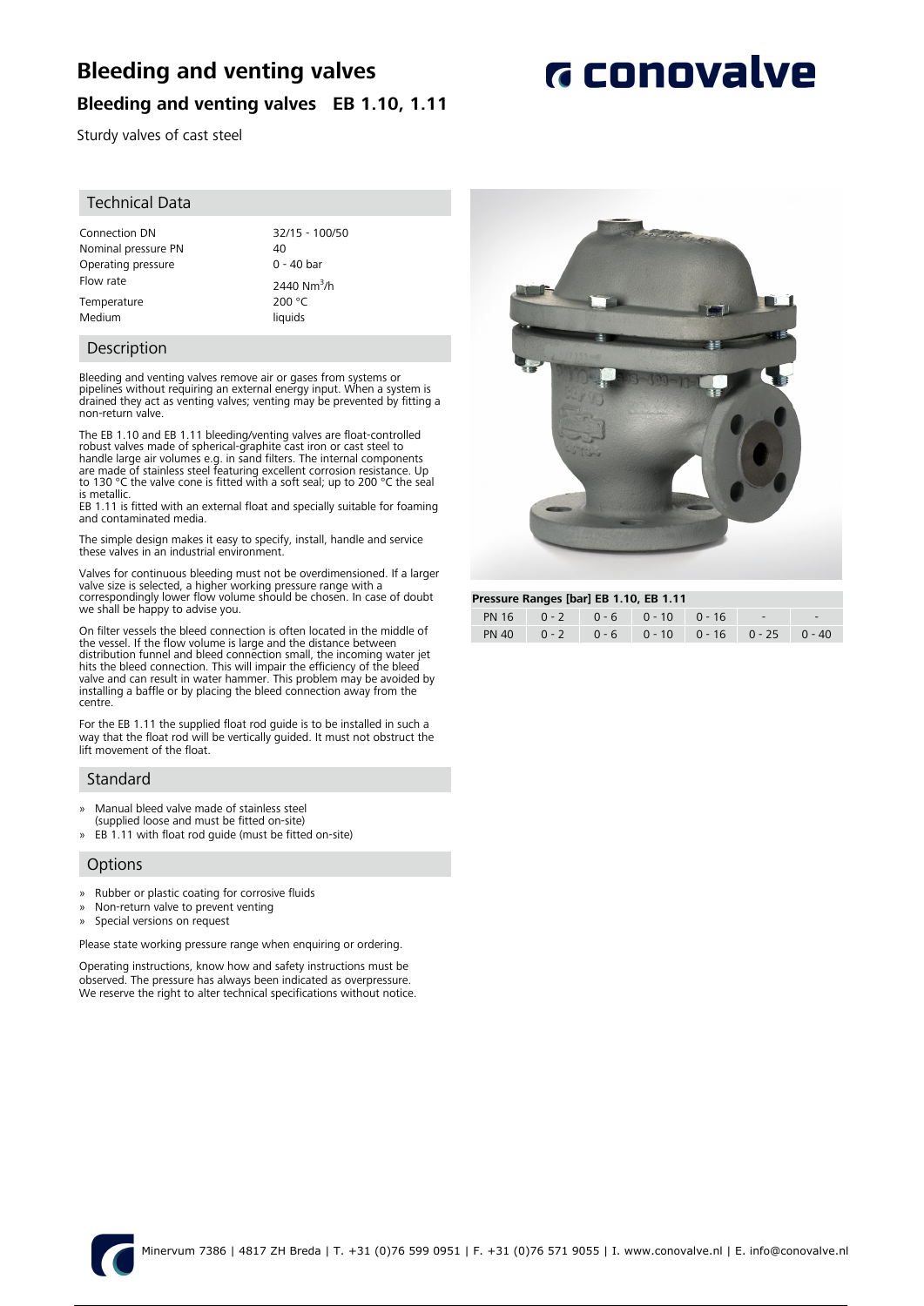# Bleeding and venting valves

## Bleeding and venting valves EB 1.10, 1.11

Sturdy valves of cast steel

### Technical Data

| | |
|---|---|
| Connection DN | 32/15 - 100/50 |
| Nominal pressure PN | 40 |
| Operating pressure | 0 - 40 bar |
| Flow rate | 2440 $Nm^3/h$ |
| Temperature | 200 °C |
| Medium | liquids |

### Description

Bleeding and venting valves remove air or gases from systems or pipelines without requiring an external energy input. When a system is drained they act as venting valves; venting may be prevented by fitting a non-return valve.

The EB 1.10 and EB 1.11 bleeding/venting valves are float-controlled robust valves made of spherical-graphite cast iron or cast steel to handle large air volumes e.g. in sand filters. The internal components are made of stainless steel featuring excellent corrosion resistance. Up to 130 °C the valve cone is fitted with a soft seal; up to 200 °C the seal is metallic.
EB 1.11 is fitted with an external float and specially suitable for foaming and contaminated media.

The simple design makes it easy to specify, install, handle and service these valves in an industrial environment.

Valves for continuous bleeding must not be overdimensioned. If a larger valve size is selected, a higher working pressure range with a correspondingly lower flow volume should be chosen. In case of doubt we shall be happy to advise you.

On filter vessels the bleed connection is often located in the middle of the vessel. If the flow volume is large and the distance between distribution funnel and bleed connection small, the incoming water jet hits the bleed connection. This will impair the efficiency of the bleed valve and can result in water hammer. This problem may be avoided by installing a baffle or by placing the bleed connection away from the centre.

For the EB 1.11 the supplied float rod guide is to be installed in such a way that the float rod will be vertically guided. It must not obstruct the lift movement of the float.

### Standard

- Manual bleed valve made of stainless steel (supplied loose and must be fitted on-site)
- EB 1.11 with float rod guide (must be fitted on-site)

### Options

- Rubber or plastic coating for corrosive fluids
- Non-return valve to prevent venting
- Special versions on request

Please state working pressure range when enquiring or ordering.

Operating instructions, know how and safety instructions must be observed. The pressure has always been indicated as overpressure. We reserve the right to alter technical specifications without notice.

**Pressure Ranges [bar] EB 1.10, EB 1.11**

| | | | | | | |
|---|---|---|---|---|---|---|
| PN 16 | 0 - 2 | 0 - 6 | 0 - 10 | 0 - 16 | - | - |
| PN 40 | 0 - 2 | 0 - 6 | 0 - 10 | 0 - 16 | 0 - 25 | 0 - 40 |

Minervum 7386 | 4817 ZH Breda | T. +31 (0)76 599 0951 | F. +31 (0)76 571 9055 | I. www.conovalve.nl | E. info@conovalve.nl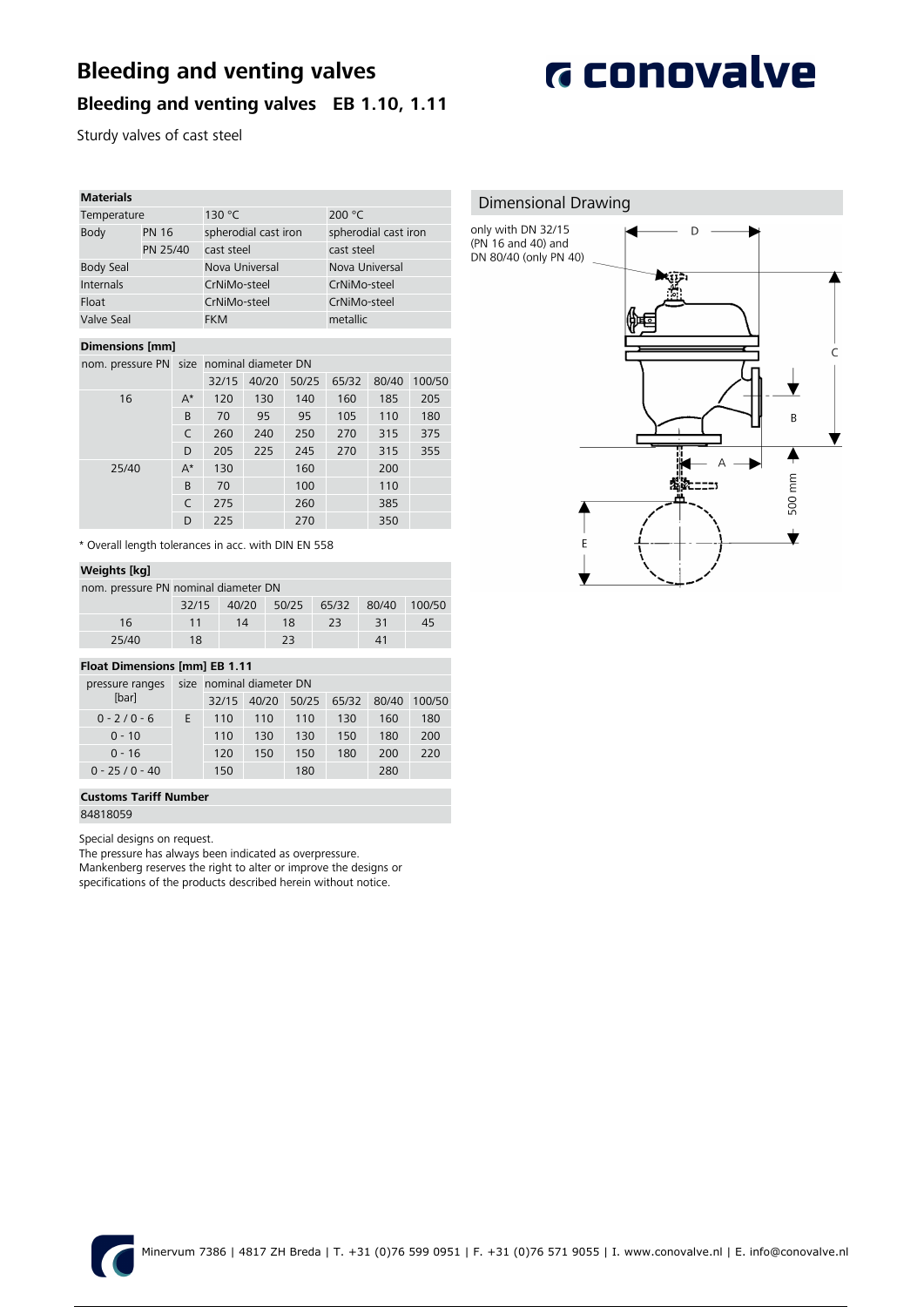# Bleeding and venting valves

## Bleeding and venting valves EB 1.10, 1.11

Sturdy valves of cast steel

### Materials

| Temperature | | 130 °C | 200 °C |
|---|---|---|---|
| Body | PN 16 | spherodial cast iron | spherodial cast iron |
| | PN 25/40 | cast steel | cast steel |
| Body Seal | | Nova Universal | Nova Universal |
| Internals | | CrNiMo-steel | CrNiMo-steel |
| Float | | CrNiMo-steel | CrNiMo-steel |
| Valve Seal | | FKM | metallic |

### Dimensions [mm]

| nom. pressure PN | size | nominal diameter DN | | | | | |
|---|---|---|---|---|---|---|---|
| | | 32/15 | 40/20 | 50/25 | 65/32 | 80/40 | 100/50 |
| 16 | A* | 120 | 130 | 140 | 160 | 185 | 205 |
| | B | 70 | 95 | 95 | 105 | 110 | 180 |
| | C | 260 | 240 | 250 | 270 | 315 | 375 |
| | D | 205 | 225 | 245 | 270 | 315 | 355 |
| 25/40 | A* | 130 | | 160 | | 200 | |
| | B | 70 | | 100 | | 110 | |
| | C | 275 | | 260 | | 385 | |
| | D | 225 | | 270 | | 350 | |

* Overall length tolerances in acc. with DIN EN 558

### Weights [kg]

| nom. pressure PN | nominal diameter DN | | | | | |
|---|---|---|---|---|---|---|
| | 32/15 | 40/20 | 50/25 | 65/32 | 80/40 | 100/50 |
| 16 | 11 | 14 | 18 | 23 | 31 | 45 |
| 25/40 | 18 | | 23 | | 41 | |

### Float Dimensions [mm] EB 1.11

| pressure ranges [bar] | size | nominal diameter DN | | | | | |
|---|---|---|---|---|---|---|---|
| | | 32/15 | 40/20 | 50/25 | 65/32 | 80/40 | 100/50 |
| 0 - 2 / 0 - 6 | E | 110 | 110 | 110 | 130 | 160 | 180 |
| 0 - 10 | | 110 | 130 | 130 | 150 | 180 | 200 |
| 0 - 16 | | 120 | 150 | 150 | 180 | 200 | 220 |
| 0 - 25 / 0 - 40 | | 150 | | 180 | | 280 | |

### Customs Tariff Number

84818059

Special designs on request.
The pressure has always been indicated as overpressure.
Mankenberg reserves the right to alter or improve the designs or specifications of the products described herein without notice.

### Dimensional Drawing

only with DN 32/15 (PN 16 and 40) and DN 80/40 (only PN 40)

D

C

B

A

500 mm

E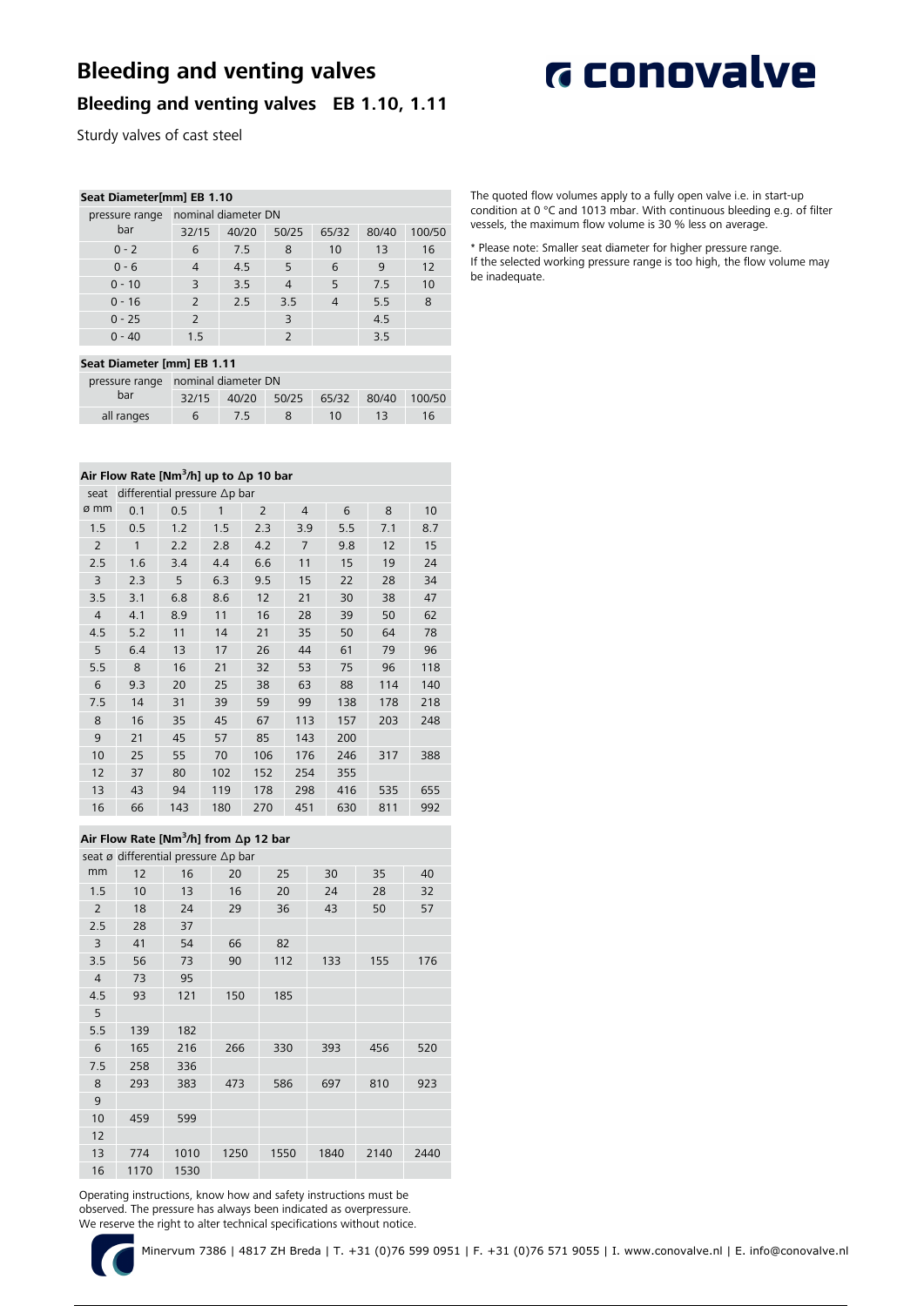# Bleeding and venting valves

## Bleeding and venting valves EB 1.10, 1.11

Sturdy valves of cast steel

**Seat Diameter[mm] EB 1.10**

| pressure range bar | nominal diameter DN | | | | | |
|---|---|---|---|---|---|---|
| | 32/15 | 40/20 | 50/25 | 65/32 | 80/40 | 100/50 |
| 0 - 2 | 6 | 7.5 | 8 | 10 | 13 | 16 |
| 0 - 6 | 4 | 4.5 | 5 | 6 | 9 | 12 |
| 0 - 10 | 3 | 3.5 | 4 | 5 | 7.5 | 10 |
| 0 - 16 | 2 | 2.5 | 3.5 | 4 | 5.5 | 8 |
| 0 - 25 | 2 | | 3 | | 4.5 | |
| 0 - 40 | 1.5 | | 2 | | 3.5 | |

**Seat Diameter [mm] EB 1.11**

| pressure range bar | nominal diameter DN | | | | | |
|---|---|---|---|---|---|---|
| | 32/15 | 40/20 | 50/25 | 65/32 | 80/40 | 100/50 |
| all ranges | 6 | 7.5 | 8 | 10 | 13 | 16 |

The quoted flow volumes apply to a fully open valve i.e. in start-up condition at 0 °C and 1013 mbar. With continuous bleeding e.g. of filter vessels, the maximum flow volume is 30 % less on average.

* Please note: Smaller seat diameter for higher pressure range.
If the selected working pressure range is too high, the flow volume may be inadequate.

**Air Flow Rate [Nm$^3$/h] up to Δp 10 bar**

| seat ø mm | differential pressure Δp bar | | | | | | | |
|---|---|---|---|---|---|---|---|---|
| | 0.1 | 0.5 | 1 | 2 | 4 | 6 | 8 | 10 |
| 1.5 | 0.5 | 1.2 | 1.5 | 2.3 | 3.9 | 5.5 | 7.1 | 8.7 |
| 2 | 1 | 2.2 | 2.8 | 4.2 | 7 | 9.8 | 12 | 15 |
| 2.5 | 1.6 | 3.4 | 4.4 | 6.6 | 11 | 15 | 19 | 24 |
| 3 | 2.3 | 5 | 6.3 | 9.5 | 15 | 22 | 28 | 34 |
| 3.5 | 3.1 | 6.8 | 8.6 | 12 | 21 | 30 | 38 | 47 |
| 4 | 4.1 | 8.9 | 11 | 16 | 28 | 39 | 50 | 62 |
| 4.5 | 5.2 | 11 | 14 | 21 | 35 | 50 | 64 | 78 |
| 5 | 6.4 | 13 | 17 | 26 | 44 | 61 | 79 | 96 |
| 5.5 | 8 | 16 | 21 | 32 | 53 | 75 | 96 | 118 |
| 6 | 9.3 | 20 | 25 | 38 | 63 | 88 | 114 | 140 |
| 7.5 | 14 | 31 | 39 | 59 | 99 | 138 | 178 | 218 |
| 8 | 16 | 35 | 45 | 67 | 113 | 157 | 203 | 248 |
| 9 | 21 | 45 | 57 | 85 | 143 | 200 | | |
| 10 | 25 | 55 | 70 | 106 | 176 | 246 | 317 | 388 |
| 12 | 37 | 80 | 102 | 152 | 254 | 355 | | |
| 13 | 43 | 94 | 119 | 178 | 298 | 416 | 535 | 655 |
| 16 | 66 | 143 | 180 | 270 | 451 | 630 | 811 | 992 |

**Air Flow Rate [Nm$^3$/h] from Δp 12 bar**

| seat ø mm | differential pressure Δp bar | | | | | | |
|---|---|---|---|---|---|---|---|
| | 12 | 16 | 20 | 25 | 30 | 35 | 40 |
| 1.5 | 10 | 13 | 16 | 20 | 24 | 28 | 32 |
| 2 | 18 | 24 | 29 | 36 | 43 | 50 | 57 |
| 2.5 | 28 | 37 | | | | | |
| 3 | 41 | 54 | 66 | 82 | | | |
| 3.5 | 56 | 73 | 90 | 112 | 133 | 155 | 176 |
| 4 | 73 | 95 | | | | | |
| 4.5 | 93 | 121 | 150 | 185 | | | |
| 5 | | | | | | | |
| 5.5 | 139 | 182 | | | | | |
| 6 | 165 | 216 | 266 | 330 | 393 | 456 | 520 |
| 7.5 | 258 | 336 | | | | | |
| 8 | 293 | 383 | 473 | 586 | 697 | 810 | 923 |
| 9 | | | | | | | |
| 10 | 459 | 599 | | | | | |
| 12 | | | | | | | |
| 13 | 774 | 1010 | 1250 | 1550 | 1840 | 2140 | 2440 |
| 16 | 1170 | 1530 | | | | | |

Operating instructions, know how and safety instructions must be observed. The pressure has always been indicated as overpressure.
We reserve the right to alter technical specifications without notice.